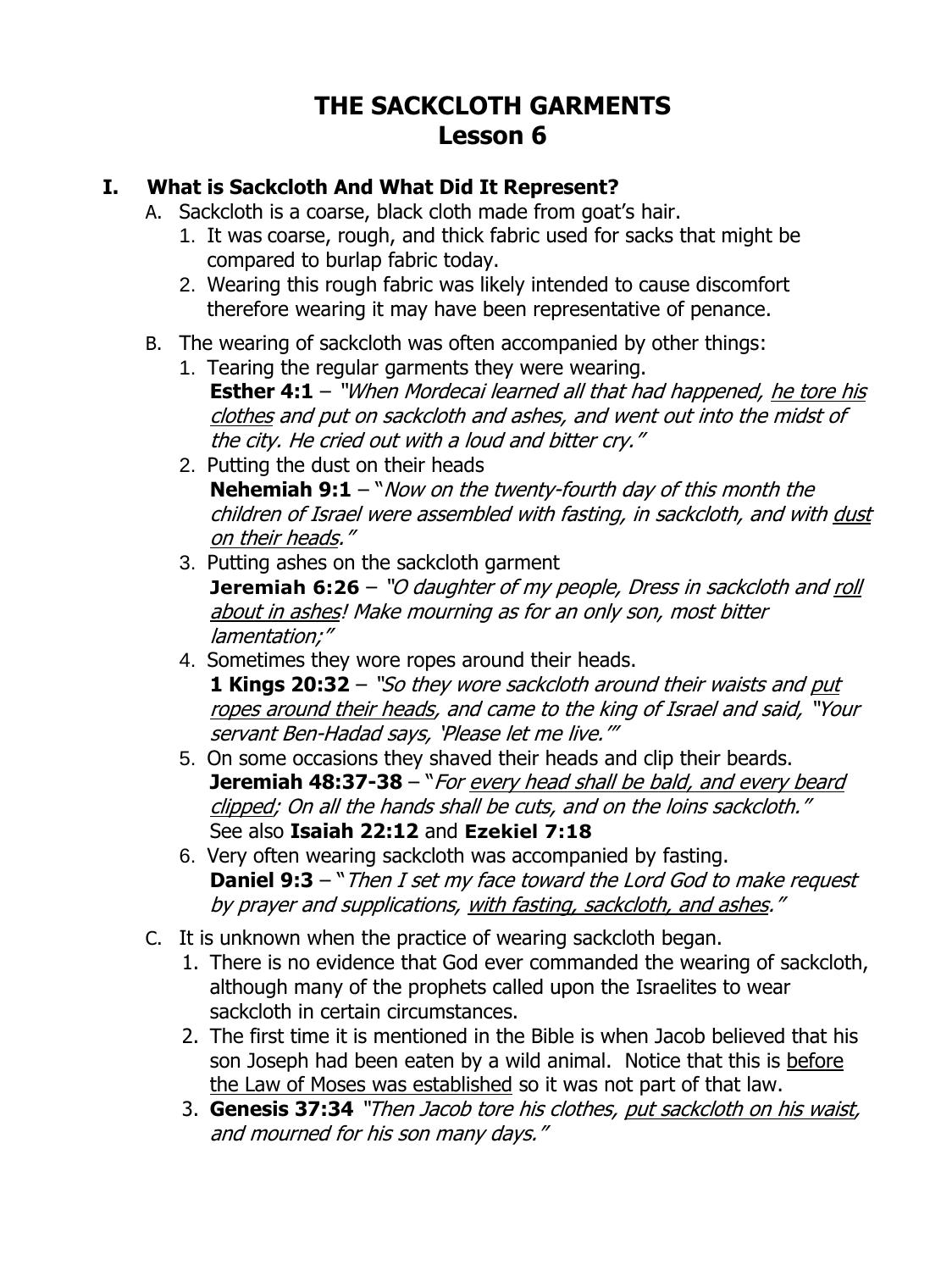# THE SACKCLOTH GARMENTS
# Lesson 6

## I. What is Sackcloth And What Did It Represent?

A. Sackcloth is a coarse, black cloth made from goat's hair.

1. It was coarse, rough, and thick fabric used for sacks that might be compared to burlap fabric today.
2. Wearing this rough fabric was likely intended to cause discomfort therefore wearing it may have been representative of penance.

B. The wearing of sackcloth was often accompanied by other things:

1. Tearing the regular garments they were wearing.
   **Esther 4:1** – *"When Mordecai learned all that had happened, <u>he tore his clothes</u> and put on sackcloth and ashes, and went out into the midst of the city. He cried out with a loud and bitter cry."*
2. Putting the dust on their heads
   **Nehemiah 9:1** – "*Now on the twenty-fourth day of this month the children of Israel were assembled with fasting, in sackcloth, and with <u>dust on their heads</u>.*"
3. Putting ashes on the sackcloth garment
   **Jeremiah 6:26** – *"O daughter of my people, Dress in sackcloth and <u>roll about in ashes</u>! Make mourning as for an only son, most bitter lamentation;"*
4. Sometimes they wore ropes around their heads.
   **1 Kings 20:32** – *"So they wore sackcloth around their waists and <u>put ropes around their heads</u>, and came to the king of Israel and said, "Your servant Ben-Hadad says, 'Please let me live.'"*
5. On some occasions they shaved their heads and clip their beards.
   **Jeremiah 48:37-38** – "*For <u>every head shall be bald, and every beard clipped</u>; On all the hands shall be cuts, and on the loins sackcloth.*"
   See also **Isaiah 22:12** and **Ezekiel 7:18**
6. Very often wearing sackcloth was accompanied by fasting.
   **Daniel 9:3** – "*Then I set my face toward the Lord God to make request by prayer and supplications, <u>with fasting, sackcloth, and ashes</u>.*"

C. It is unknown when the practice of wearing sackcloth began.

1. There is no evidence that God ever commanded the wearing of sackcloth, although many of the prophets called upon the Israelites to wear sackcloth in certain circumstances.
2. The first time it is mentioned in the Bible is when Jacob believed that his son Joseph had been eaten by a wild animal. Notice that this is <u>before the Law of Moses was established</u> so it was not part of that law.
3. **Genesis 37:34** *"Then Jacob tore his clothes, <u>put sackcloth on his waist</u>, and mourned for his son many days."*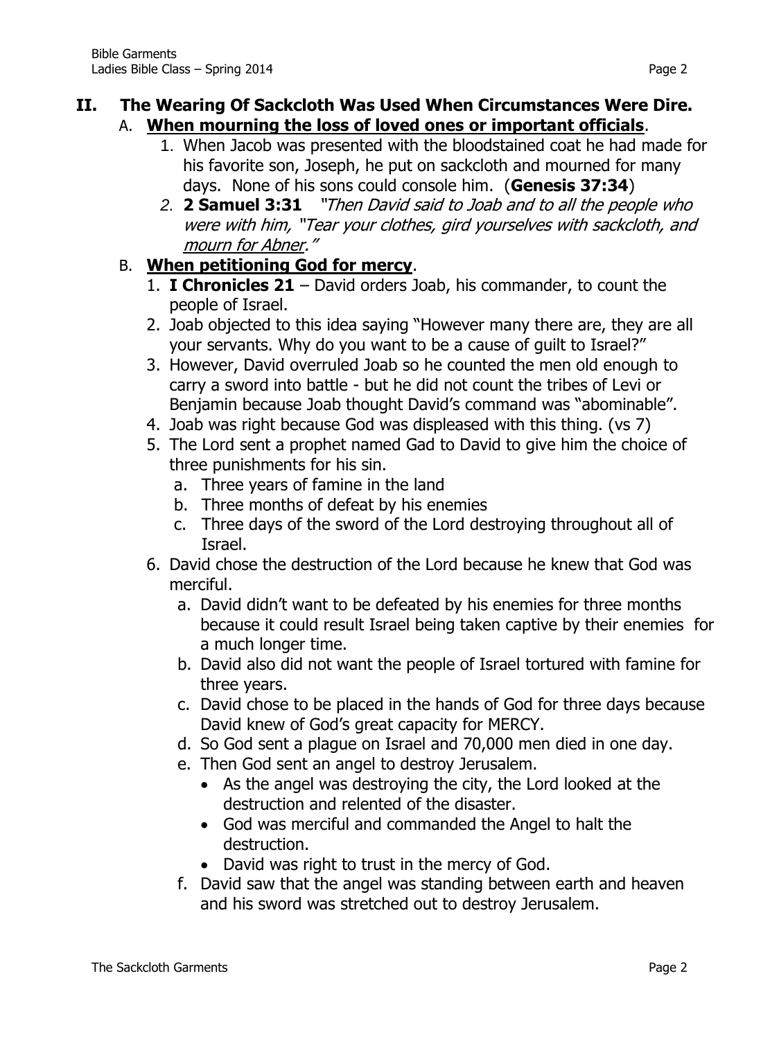## II. The Wearing Of Sackcloth Was Used When Circumstances Were Dire.

### A. **When mourning the loss of loved ones or important officials**.

1. When Jacob was presented with the bloodstained coat he had made for his favorite son, Joseph, he put on sackcloth and mourned for many days. None of his sons could console him. (**Genesis 37:34**)
2. **2 Samuel 3:31** *"Then David said to Joab and to all the people who were with him, "Tear your clothes, gird yourselves with sackcloth, and mourn for Abner."*

### B. **When petitioning God for mercy**.

1. **I Chronicles 21** – David orders Joab, his commander, to count the people of Israel.
2. Joab objected to this idea saying "However many there are, they are all your servants. Why do you want to be a cause of guilt to Israel?"
3. However, David overruled Joab so he counted the men old enough to carry a sword into battle - but he did not count the tribes of Levi or Benjamin because Joab thought David's command was "abominable".
4. Joab was right because God was displeased with this thing. (vs 7)
5. The Lord sent a prophet named Gad to David to give him the choice of three punishments for his sin.
   a. Three years of famine in the land
   b. Three months of defeat by his enemies
   c. Three days of the sword of the Lord destroying throughout all of Israel.
6. David chose the destruction of the Lord because he knew that God was merciful.
   a. David didn't want to be defeated by his enemies for three months because it could result Israel being taken captive by their enemies for a much longer time.
   b. David also did not want the people of Israel tortured with famine for three years.
   c. David chose to be placed in the hands of God for three days because David knew of God's great capacity for MERCY.
   d. So God sent a plague on Israel and 70,000 men died in one day.
   e. Then God sent an angel to destroy Jerusalem.
      - As the angel was destroying the city, the Lord looked at the destruction and relented of the disaster.
      - God was merciful and commanded the Angel to halt the destruction.
      - David was right to trust in the mercy of God.
   f. David saw that the angel was standing between earth and heaven and his sword was stretched out to destroy Jerusalem.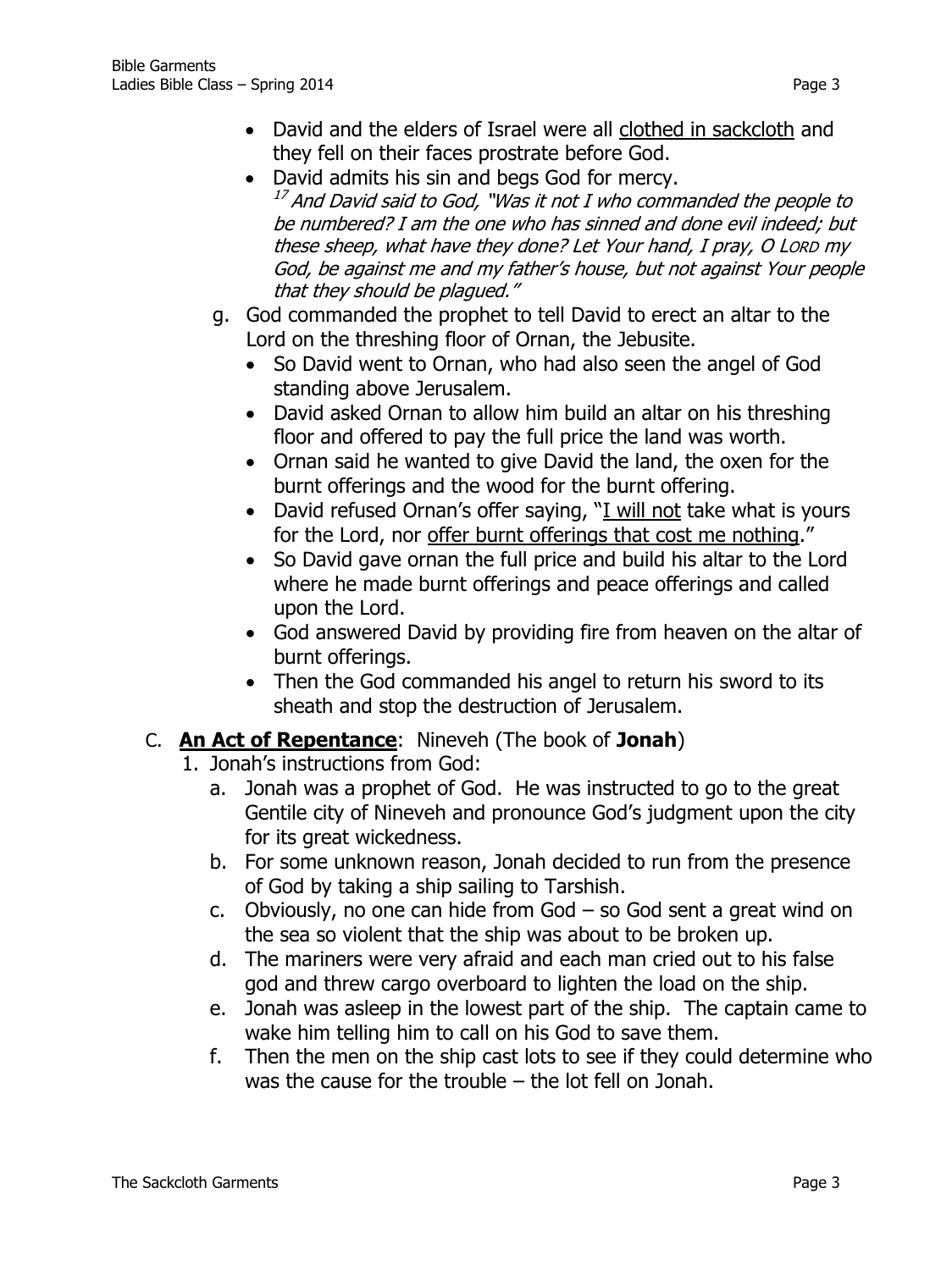- David and the elders of Israel were all clothed in sackcloth and they fell on their faces prostrate before God.
- David admits his sin and begs God for mercy.
  [17] *And David said to God, "Was it not I who commanded the people to be numbered? I am the one who has sinned and done evil indeed; but these sheep, what have they done? Let Your hand, I pray, O LORD my God, be against me and my father's house, but not against Your people that they should be plagued."*

g. God commanded the prophet to tell David to erect an altar to the Lord on the threshing floor of Ornan, the Jebusite.
   - So David went to Ornan, who had also seen the angel of God standing above Jerusalem.
   - David asked Ornan to allow him build an altar on his threshing floor and offered to pay the full price the land was worth.
   - Ornan said he wanted to give David the land, the oxen for the burnt offerings and the wood for the burnt offering.
   - David refused Ornan's offer saying, "I will not take what is yours for the Lord, nor offer burnt offerings that cost me nothing."
   - So David gave ornan the full price and build his altar to the Lord where he made burnt offerings and peace offerings and called upon the Lord.
   - God answered David by providing fire from heaven on the altar of burnt offerings.
   - Then the God commanded his angel to return his sword to its sheath and stop the destruction of Jerusalem.

C. **An Act of Repentance**: Nineveh (The book of **Jonah**)

1. Jonah's instructions from God:
   a. Jonah was a prophet of God. He was instructed to go to the great Gentile city of Nineveh and pronounce God's judgment upon the city for its great wickedness.
   b. For some unknown reason, Jonah decided to run from the presence of God by taking a ship sailing to Tarshish.
   c. Obviously, no one can hide from God – so God sent a great wind on the sea so violent that the ship was about to be broken up.
   d. The mariners were very afraid and each man cried out to his false god and threw cargo overboard to lighten the load on the ship.
   e. Jonah was asleep in the lowest part of the ship. The captain came to wake him telling him to call on his God to save them.
   f. Then the men on the ship cast lots to see if they could determine who was the cause for the trouble – the lot fell on Jonah.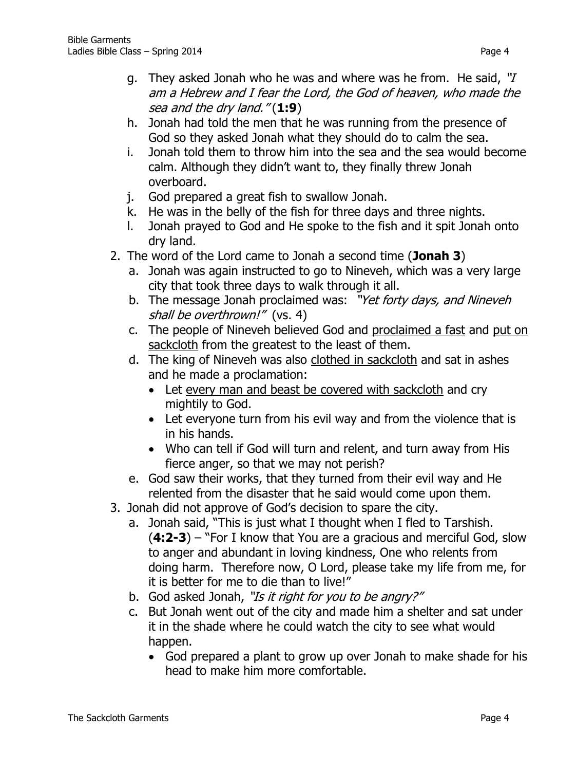g. They asked Jonah who he was and where was he from. He said, *"I am a Hebrew and I fear the Lord, the God of heaven, who made the sea and the dry land."* (**1:9**)

h. Jonah had told the men that he was running from the presence of God so they asked Jonah what they should do to calm the sea.

i. Jonah told them to throw him into the sea and the sea would become calm. Although they didn't want to, they finally threw Jonah overboard.

j. God prepared a great fish to swallow Jonah.

k. He was in the belly of the fish for three days and three nights.

l. Jonah prayed to God and He spoke to the fish and it spit Jonah onto dry land.

2. The word of the Lord came to Jonah a second time (**Jonah 3**)
   a. Jonah was again instructed to go to Nineveh, which was a very large city that took three days to walk through it all.
   b. The message Jonah proclaimed was: *"Yet forty days, and Nineveh shall be overthrown!"* (vs. 4)
   c. The people of Nineveh believed God and <u>proclaimed a fast</u> and <u>put on sackcloth</u> from the greatest to the least of them.
   d. The king of Nineveh was also <u>clothed in sackcloth</u> and sat in ashes and he made a proclamation:
      - Let <u>every man and beast be covered with sackcloth</u> and cry mightily to God.
      - Let everyone turn from his evil way and from the violence that is in his hands.
      - Who can tell if God will turn and relent, and turn away from His fierce anger, so that we may not perish?
   e. God saw their works, that they turned from their evil way and He relented from the disaster that he said would come upon them.

3. Jonah did not approve of God's decision to spare the city.
   a. Jonah said, "This is just what I thought when I fled to Tarshish. (**4:2-3**) – "For I know that You are a gracious and merciful God, slow to anger and abundant in loving kindness, One who relents from doing harm. Therefore now, O Lord, please take my life from me, for it is better for me to die than to live!"
   b. God asked Jonah, *"Is it right for you to be angry?"*
   c. But Jonah went out of the city and made him a shelter and sat under it in the shade where he could watch the city to see what would happen.
      - God prepared a plant to grow up over Jonah to make shade for his head to make him more comfortable.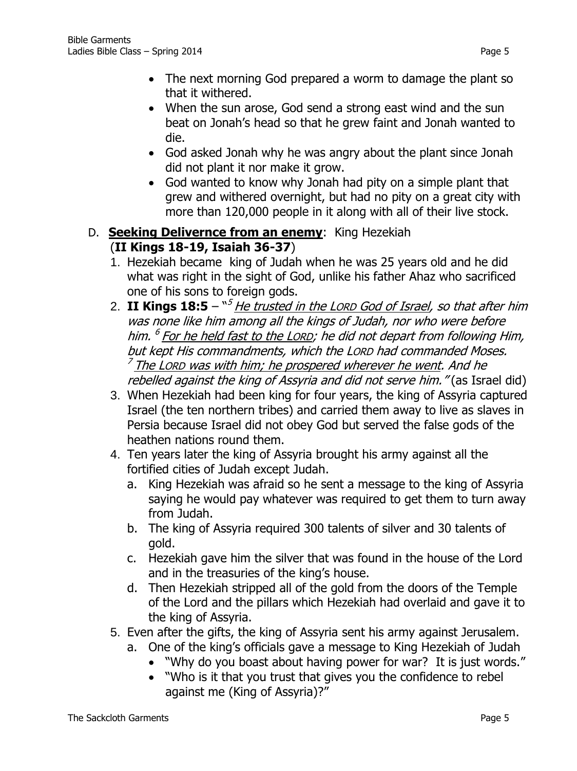- The next morning God prepared a worm to damage the plant so that it withered.
- When the sun arose, God send a strong east wind and the sun beat on Jonah's head so that he grew faint and Jonah wanted to die.
- God asked Jonah why he was angry about the plant since Jonah did not plant it nor make it grow.
- God wanted to know why Jonah had pity on a simple plant that grew and withered overnight, but had no pity on a great city with more than 120,000 people in it along with all of their live stock.

D. **Seeking Delivernce from an enemy**: King Hezekiah (**II Kings 18-19, Isaiah 36-37**)

1. Hezekiah became king of Judah when he was 25 years old and he did what was right in the sight of God, unlike his father Ahaz who sacrificed one of his sons to foreign gods.
2. **II Kings 18:5** – "[5] *He trusted in the LORD God of Israel, so that after him was none like him among all the kings of Judah, nor who were before him. [6] For he held fast to the LORD; he did not depart from following Him, but kept His commandments, which the LORD had commanded Moses. [7] The LORD was with him; he prospered wherever he went. And he rebelled against the king of Assyria and did not serve him."* (as Israel did)
3. When Hezekiah had been king for four years, the king of Assyria captured Israel (the ten northern tribes) and carried them away to live as slaves in Persia because Israel did not obey God but served the false gods of the heathen nations round them.
4. Ten years later the king of Assyria brought his army against all the fortified cities of Judah except Judah.
   a. King Hezekiah was afraid so he sent a message to the king of Assyria saying he would pay whatever was required to get them to turn away from Judah.
   b. The king of Assyria required 300 talents of silver and 30 talents of gold.
   c. Hezekiah gave him the silver that was found in the house of the Lord and in the treasuries of the king's house.
   d. Then Hezekiah stripped all of the gold from the doors of the Temple of the Lord and the pillars which Hezekiah had overlaid and gave it to the king of Assyria.
5. Even after the gifts, the king of Assyria sent his army against Jerusalem.
   a. One of the king's officials gave a message to King Hezekiah of Judah
      - "Why do you boast about having power for war? It is just words."
      - "Who is it that you trust that gives you the confidence to rebel against me (King of Assyria)?"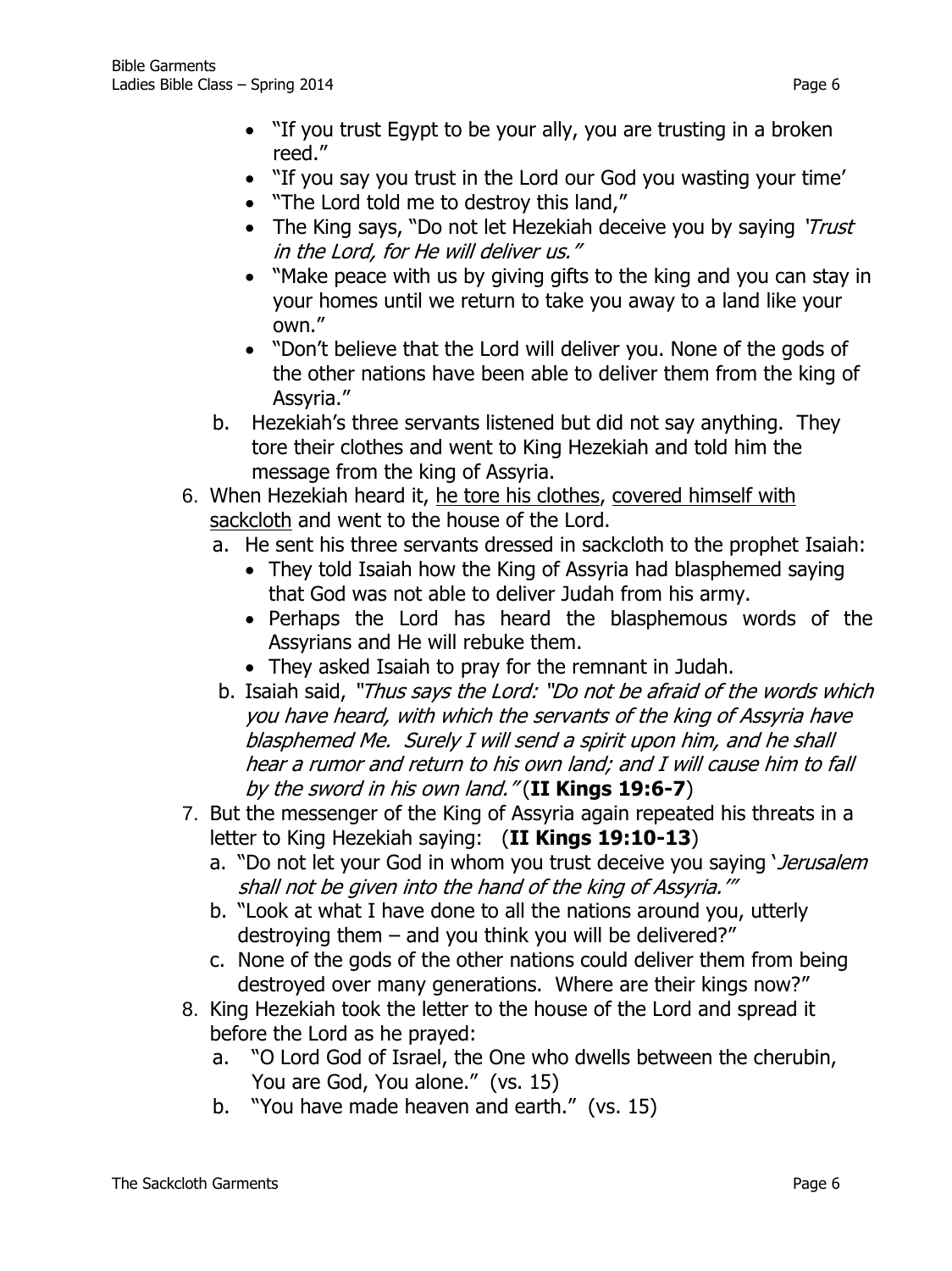- "If you trust Egypt to be your ally, you are trusting in a broken reed."
- "If you say you trust in the Lord our God you wasting your time'
- "The Lord told me to destroy this land,"
- The King says, "Do not let Hezekiah deceive you by saying *'Trust in the Lord, for He will deliver us."*
- "Make peace with us by giving gifts to the king and you can stay in your homes until we return to take you away to a land like your own."
- "Don't believe that the Lord will deliver you. None of the gods of the other nations have been able to deliver them from the king of Assyria."

b. Hezekiah's three servants listened but did not say anything. They tore their clothes and went to King Hezekiah and told him the message from the king of Assyria.

6. When Hezekiah heard it, <u>he tore his clothes</u>, <u>covered himself with sackcloth</u> and went to the house of the Lord.
   a. He sent his three servants dressed in sackcloth to the prophet Isaiah:
      - They told Isaiah how the King of Assyria had blasphemed saying that God was not able to deliver Judah from his army.
      - Perhaps the Lord has heard the blasphemous words of the Assyrians and He will rebuke them.
      - They asked Isaiah to pray for the remnant in Judah.
   b. Isaiah said, *"Thus says the Lord: "Do not be afraid of the words which you have heard, with which the servants of the king of Assyria have blasphemed Me. Surely I will send a spirit upon him, and he shall hear a rumor and return to his own land; and I will cause him to fall by the sword in his own land."* (**II Kings 19:6-7**)
7. But the messenger of the King of Assyria again repeated his threats in a letter to King Hezekiah saying: (**II Kings 19:10-13**)
   a. "Do not let your God in whom you trust deceive you saying *'Jerusalem shall not be given into the hand of the king of Assyria.'"*
   b. "Look at what I have done to all the nations around you, utterly destroying them – and you think you will be delivered?"
   c. None of the gods of the other nations could deliver them from being destroyed over many generations. Where are their kings now?"
8. King Hezekiah took the letter to the house of the Lord and spread it before the Lord as he prayed:
   a. "O Lord God of Israel, the One who dwells between the cherubin, You are God, You alone." (vs. 15)
   b. "You have made heaven and earth." (vs. 15)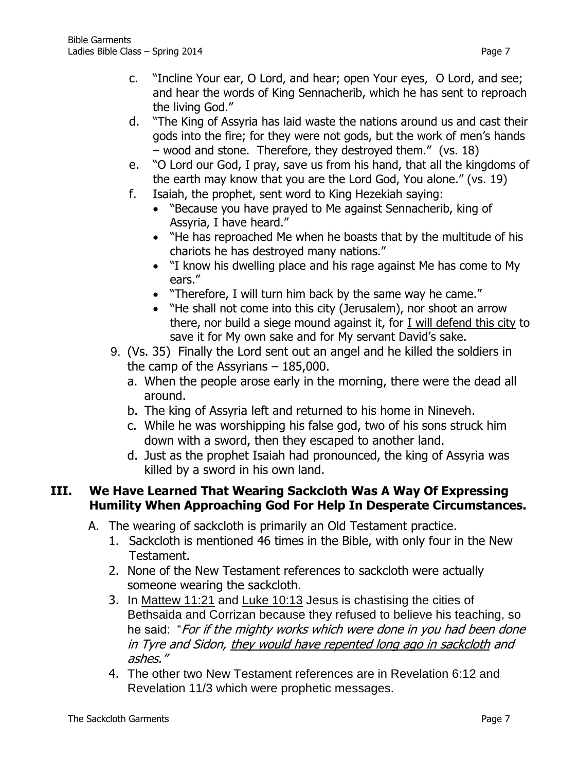c. "Incline Your ear, O Lord, and hear; open Your eyes, O Lord, and see; and hear the words of King Sennacherib, which he has sent to reproach the living God."

d. "The King of Assyria has laid waste the nations around us and cast their gods into the fire; for they were not gods, but the work of men's hands – wood and stone. Therefore, they destroyed them." (vs. 18)

e. "O Lord our God, I pray, save us from his hand, that all the kingdoms of the earth may know that you are the Lord God, You alone." (vs. 19)

f. Isaiah, the prophet, sent word to King Hezekiah saying:
- "Because you have prayed to Me against Sennacherib, king of Assyria, I have heard."
- "He has reproached Me when he boasts that by the multitude of his chariots he has destroyed many nations."
- "I know his dwelling place and his rage against Me has come to My ears."
- "Therefore, I will turn him back by the same way he came."
- "He shall not come into this city (Jerusalem), nor shoot an arrow there, nor build a siege mound against it, for <u>I will defend this city</u> to save it for My own sake and for My servant David's sake.

9. (Vs. 35) Finally the Lord sent out an angel and he killed the soldiers in the camp of the Assyrians – 185,000.
   a. When the people arose early in the morning, there were the dead all around.
   b. The king of Assyria left and returned to his home in Nineveh.
   c. While he was worshipping his false god, two of his sons struck him down with a sword, then they escaped to another land.
   d. Just as the prophet Isaiah had pronounced, the king of Assyria was killed by a sword in his own land.

## III. We Have Learned That Wearing Sackcloth Was A Way Of Expressing Humility When Approaching God For Help In Desperate Circumstances.

A. The wearing of sackcloth is primarily an Old Testament practice.
   1. Sackcloth is mentioned 46 times in the Bible, with only four in the New Testament.
   2. None of the New Testament references to sackcloth were actually someone wearing the sackcloth.
   3. In <u>Mattew 11:21</u> and <u>Luke 10:13</u> Jesus is chastising the cities of Bethsaida and Corrizan because they refused to believe his teaching, so he said: "*For if the mighty works which were done in you had been done in Tyre and Sidon, <u>they would have repented long ago in sackcloth</u> and ashes.*"
   4. The other two New Testament references are in Revelation 6:12 and Revelation 11/3 which were prophetic messages.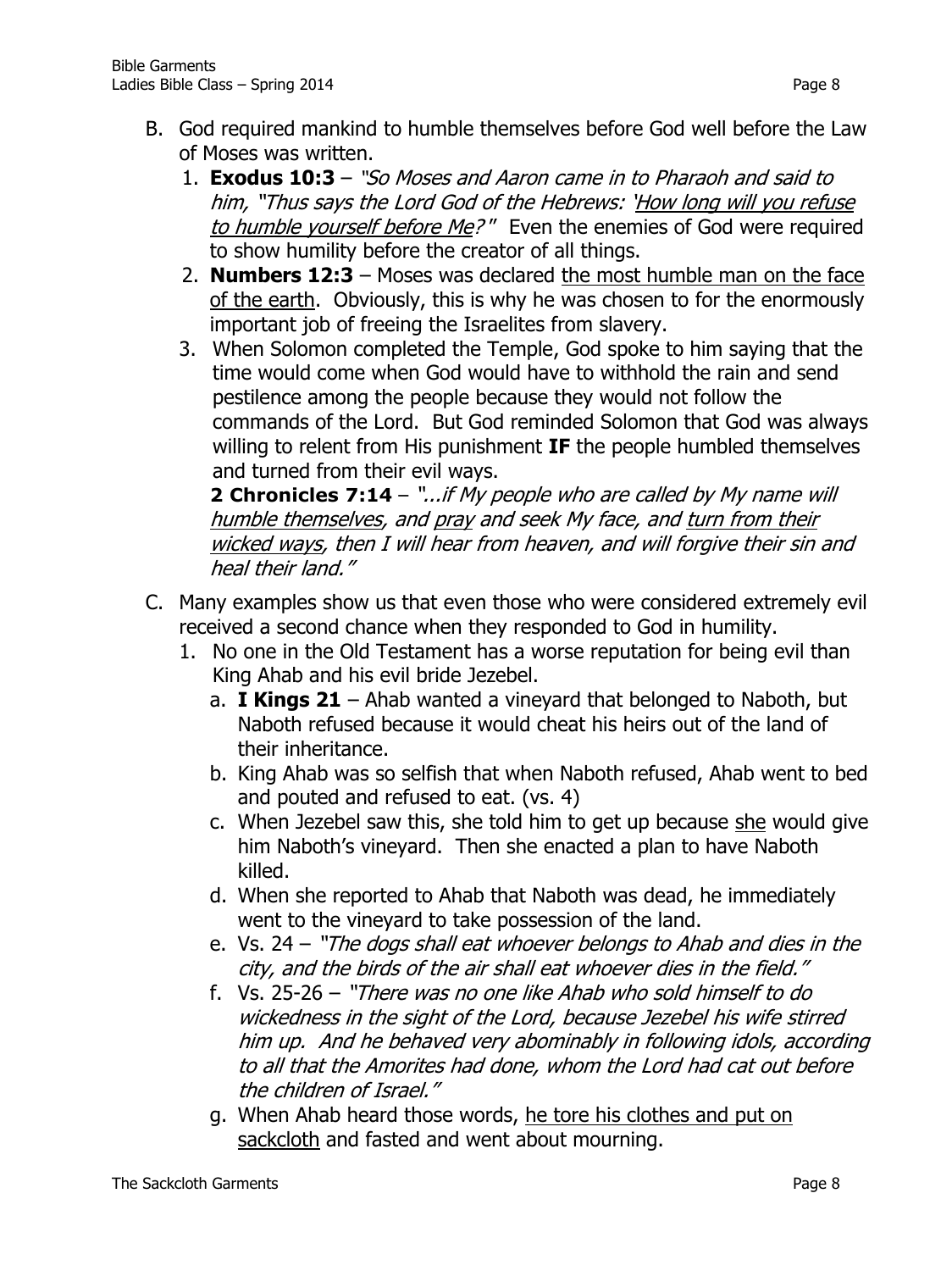B. God required mankind to humble themselves before God well before the Law of Moses was written.

1. **Exodus 10:3** – *"So Moses and Aaron came in to Pharaoh and said to him, "Thus says the Lord God of the Hebrews: '<u>How long will you refuse to humble yourself before Me</u>?'"* Even the enemies of God were required to show humility before the creator of all things.
2. **Numbers 12:3** – Moses was declared <u>the most humble man on the face of the earth</u>. Obviously, this is why he was chosen to for the enormously important job of freeing the Israelites from slavery.
3. When Solomon completed the Temple, God spoke to him saying that the time would come when God would have to withhold the rain and send pestilence among the people because they would not follow the commands of the Lord. But God reminded Solomon that God was always willing to relent from His punishment **IF** the people humbled themselves and turned from their evil ways.

   **2 Chronicles 7:14** – *"...if My people who are called by My name will <u>humble themselves</u>, and <u>pray</u> and seek My face, and <u>turn from their wicked ways</u>, then I will hear from heaven, and will forgive their sin and heal their land."*

C. Many examples show us that even those who were considered extremely evil received a second chance when they responded to God in humility.

1. No one in the Old Testament has a worse reputation for being evil than King Ahab and his evil bride Jezebel.
   a. **I Kings 21** – Ahab wanted a vineyard that belonged to Naboth, but Naboth refused because it would cheat his heirs out of the land of their inheritance.
   b. King Ahab was so selfish that when Naboth refused, Ahab went to bed and pouted and refused to eat. (vs. 4)
   c. When Jezebel saw this, she told him to get up because <u>she</u> would give him Naboth's vineyard. Then she enacted a plan to have Naboth killed.
   d. When she reported to Ahab that Naboth was dead, he immediately went to the vineyard to take possession of the land.
   e. Vs. 24 – *"The dogs shall eat whoever belongs to Ahab and dies in the city, and the birds of the air shall eat whoever dies in the field."*
   f. Vs. 25-26 – *"There was no one like Ahab who sold himself to do wickedness in the sight of the Lord, because Jezebel his wife stirred him up. And he behaved very abominably in following idols, according to all that the Amorites had done, whom the Lord had cat out before the children of Israel."*
   g. When Ahab heard those words, <u>he tore his clothes and put on sackcloth</u> and fasted and went about mourning.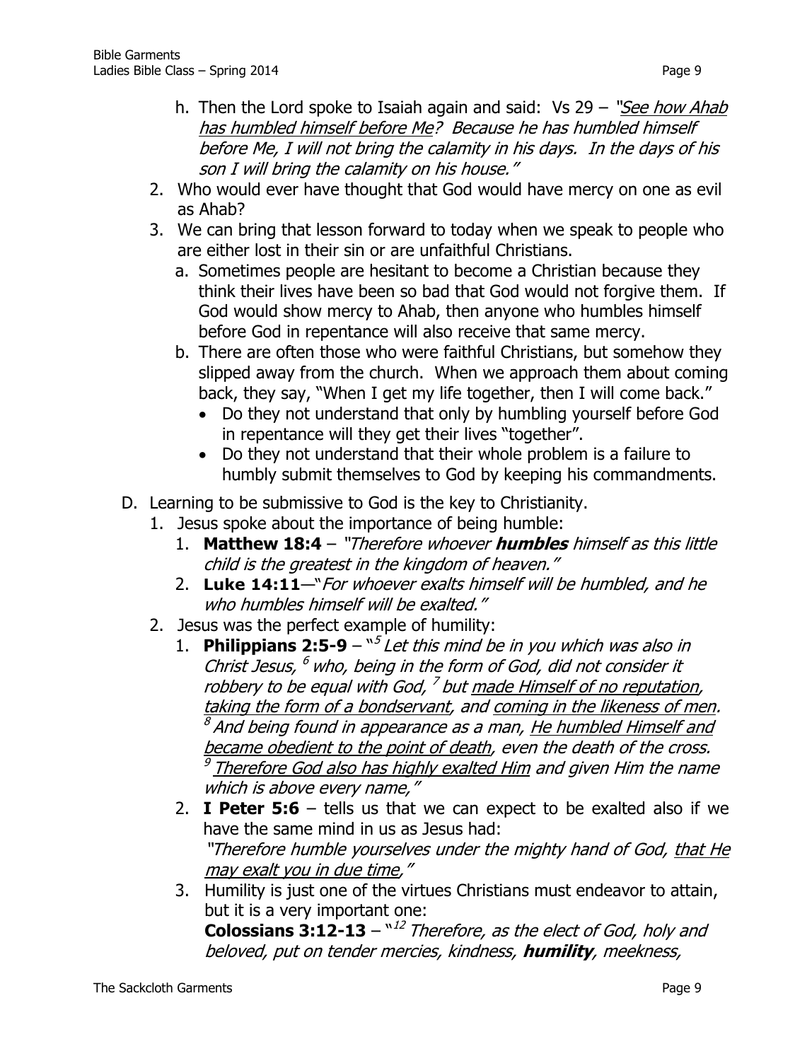h. Then the Lord spoke to Isaiah again and said: Vs 29 – *"See how Ahab has humbled himself before Me? Because he has humbled himself before Me, I will not bring the calamity in his days. In the days of his son I will bring the calamity on his house."*

2. Who would ever have thought that God would have mercy on one as evil as Ahab?
3. We can bring that lesson forward to today when we speak to people who are either lost in their sin or are unfaithful Christians.
   a. Sometimes people are hesitant to become a Christian because they think their lives have been so bad that God would not forgive them. If God would show mercy to Ahab, then anyone who humbles himself before God in repentance will also receive that same mercy.
   b. There are often those who were faithful Christians, but somehow they slipped away from the church. When we approach them about coming back, they say, "When I get my life together, then I will come back."
      - Do they not understand that only by humbling yourself before God in repentance will they get their lives "together".
      - Do they not understand that their whole problem is a failure to humbly submit themselves to God by keeping his commandments.

D. Learning to be submissive to God is the key to Christianity.

1. Jesus spoke about the importance of being humble:
   1. **Matthew 18:4** – *"Therefore whoever **humbles** himself as this little child is the greatest in the kingdom of heaven."*
   2. **Luke 14:11**—*"For whoever exalts himself will be humbled, and he who humbles himself will be exalted."*
2. Jesus was the perfect example of humility:
   1. **Philippians 2:5-9** – *"[5] Let this mind be in you which was also in Christ Jesus, [6] who, being in the form of God, did not consider it robbery to be equal with God, [7] but made Himself of no reputation, taking the form of a bondservant, and coming in the likeness of men. [8] And being found in appearance as a man, He humbled Himself and became obedient to the point of death, even the death of the cross. [9] Therefore God also has highly exalted Him and given Him the name which is above every name,"*
   2. **I Peter 5:6** – tells us that we can expect to be exalted also if we have the same mind in us as Jesus had:
      *"Therefore humble yourselves under the mighty hand of God, that He may exalt you in due time,"*
3. Humility is just one of the virtues Christians must endeavor to attain, but it is a very important one:
   **Colossians 3:12-13** – *"[12] Therefore, as the elect of God, holy and beloved, put on tender mercies, kindness, **humility**, meekness,*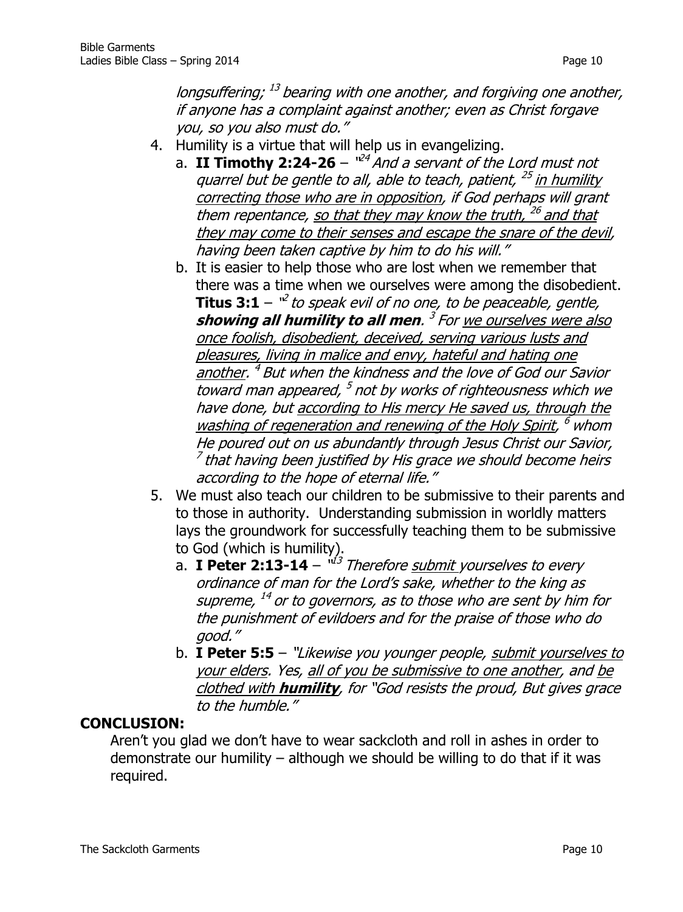*longsuffering; [13] bearing with one another, and forgiving one another, if anyone has a complaint against another; even as Christ forgave you, so you also must do."*

4. Humility is a virtue that will help us in evangelizing.
   a. **II Timothy 2:24-26** – *"[24] And a servant of the Lord must not quarrel but be gentle to all, able to teach, patient, [25] <u>in humility correcting those who are in opposition</u>, if God perhaps will grant them repentance, <u>so that they may know the truth, [26] and that they may come to their senses and escape the snare of the devil</u>, having been taken captive by him to do his will."*
   b. It is easier to help those who are lost when we remember that there was a time when we ourselves were among the disobedient. **Titus 3:1** – *"[2] to speak evil of no one, to be peaceable, gentle,* ***showing all humility to all men****. [3] For <u>we ourselves were also once foolish, disobedient, deceived, serving various lusts and pleasures, living in malice and envy, hateful and hating one another</u>. [4] But when the kindness and the love of God our Savior toward man appeared, [5] not by works of righteousness which we have done, but <u>according to His mercy He saved us, through the washing of regeneration and renewing of the Holy Spirit</u>, [6] whom He poured out on us abundantly through Jesus Christ our Savior, [7] that having been justified by His grace we should become heirs according to the hope of eternal life."*
5. We must also teach our children to be submissive to their parents and to those in authority. Understanding submission in worldly matters lays the groundwork for successfully teaching them to be submissive to God (which is humility).
   a. **I Peter 2:13-14** – *"[13] Therefore <u>submit</u> yourselves to every ordinance of man for the Lord's sake, whether to the king as supreme, [14] or to governors, as to those who are sent by him for the punishment of evildoers and for the praise of those who do good."*
   b. **I Peter 5:5** – *"Likewise you younger people, <u>submit yourselves to your elders</u>. Yes, <u>all of you be submissive to one another</u>, and <u>be clothed with</u>* ***<u>humility</u>****, for "God resists the proud, But gives grace to the humble."*

**CONCLUSION:**

Aren't you glad we don't have to wear sackcloth and roll in ashes in order to demonstrate our humility – although we should be willing to do that if it was required.